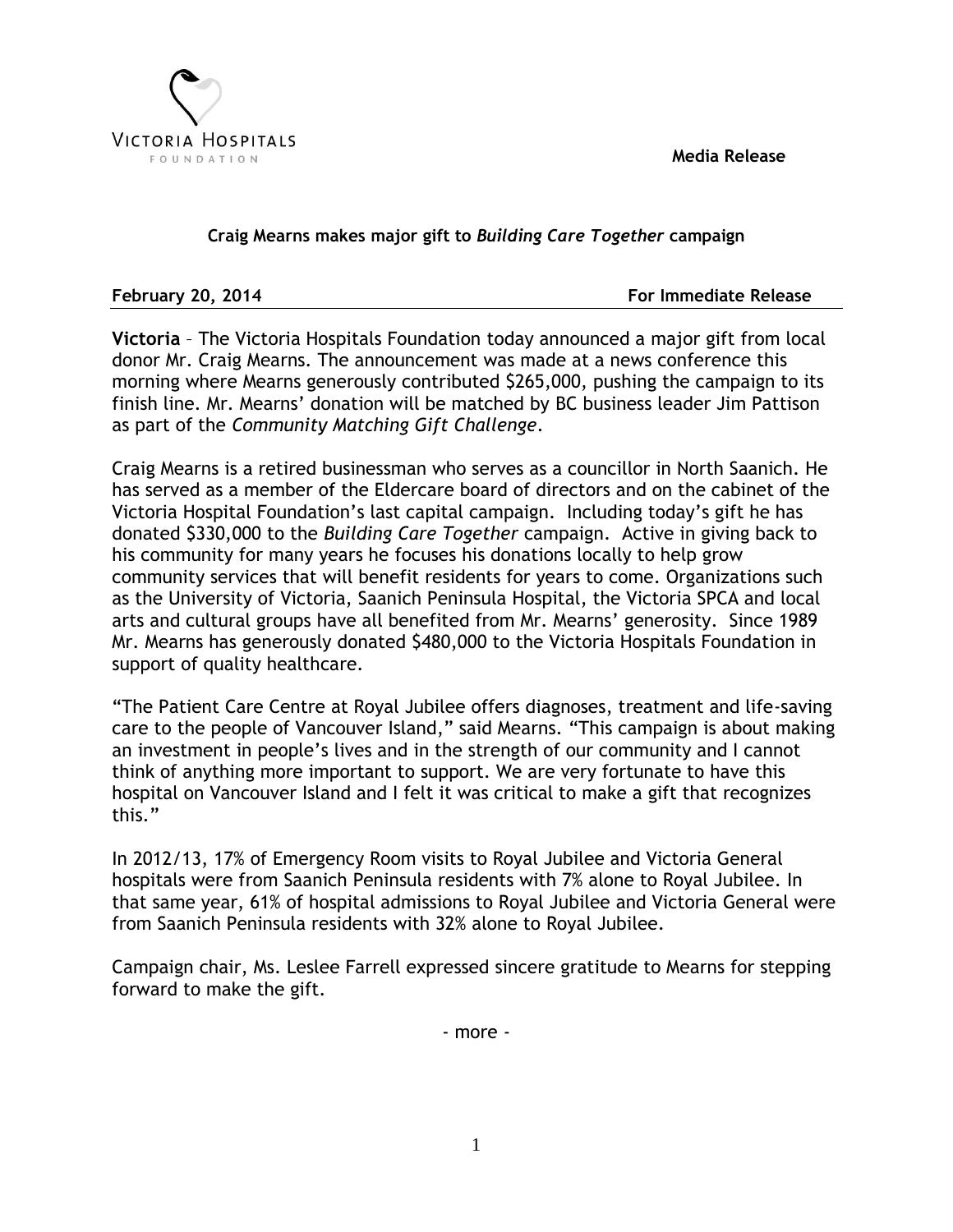VICTORIA HOSPITALS
FOUNDATION

**Media Release**

**Craig Mearns makes major gift to *Building Care Together* campaign**

**February 20, 2014** **For Immediate Release**

**Victoria** – The Victoria Hospitals Foundation today announced a major gift from local donor Mr. Craig Mearns. The announcement was made at a news conference this morning where Mearns generously contributed $265,000, pushing the campaign to its finish line. Mr. Mearns' donation will be matched by BC business leader Jim Pattison as part of the *Community Matching Gift Challenge*.

Craig Mearns is a retired businessman who serves as a councillor in North Saanich. He has served as a member of the Eldercare board of directors and on the cabinet of the Victoria Hospital Foundation's last capital campaign. Including today's gift he has donated $330,000 to the *Building Care Together* campaign. Active in giving back to his community for many years he focuses his donations locally to help grow community services that will benefit residents for years to come. Organizations such as the University of Victoria, Saanich Peninsula Hospital, the Victoria SPCA and local arts and cultural groups have all benefited from Mr. Mearns' generosity. Since 1989 Mr. Mearns has generously donated $480,000 to the Victoria Hospitals Foundation in support of quality healthcare.

"The Patient Care Centre at Royal Jubilee offers diagnoses, treatment and life-saving care to the people of Vancouver Island," said Mearns. "This campaign is about making an investment in people's lives and in the strength of our community and I cannot think of anything more important to support. We are very fortunate to have this hospital on Vancouver Island and I felt it was critical to make a gift that recognizes this."

In 2012/13, 17% of Emergency Room visits to Royal Jubilee and Victoria General hospitals were from Saanich Peninsula residents with 7% alone to Royal Jubilee. In that same year, 61% of hospital admissions to Royal Jubilee and Victoria General were from Saanich Peninsula residents with 32% alone to Royal Jubilee.

Campaign chair, Ms. Leslee Farrell expressed sincere gratitude to Mearns for stepping forward to make the gift.

- more -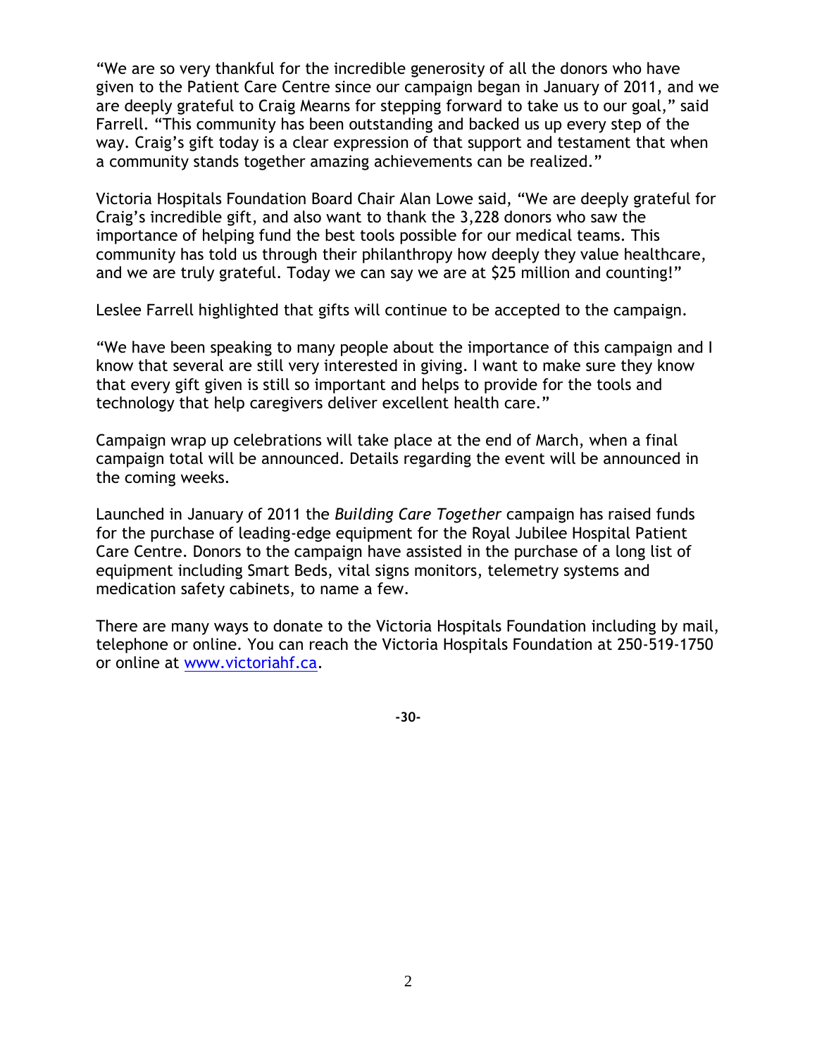"We are so very thankful for the incredible generosity of all the donors who have given to the Patient Care Centre since our campaign began in January of 2011, and we are deeply grateful to Craig Mearns for stepping forward to take us to our goal," said Farrell. "This community has been outstanding and backed us up every step of the way. Craig's gift today is a clear expression of that support and testament that when a community stands together amazing achievements can be realized."

Victoria Hospitals Foundation Board Chair Alan Lowe said, "We are deeply grateful for Craig's incredible gift, and also want to thank the 3,228 donors who saw the importance of helping fund the best tools possible for our medical teams. This community has told us through their philanthropy how deeply they value healthcare, and we are truly grateful. Today we can say we are at $25 million and counting!"

Leslee Farrell highlighted that gifts will continue to be accepted to the campaign.

"We have been speaking to many people about the importance of this campaign and I know that several are still very interested in giving. I want to make sure they know that every gift given is still so important and helps to provide for the tools and technology that help caregivers deliver excellent health care."

Campaign wrap up celebrations will take place at the end of March, when a final campaign total will be announced. Details regarding the event will be announced in the coming weeks.

Launched in January of 2011 the *Building Care Together* campaign has raised funds for the purchase of leading-edge equipment for the Royal Jubilee Hospital Patient Care Centre. Donors to the campaign have assisted in the purchase of a long list of equipment including Smart Beds, vital signs monitors, telemetry systems and medication safety cabinets, to name a few.

There are many ways to donate to the Victoria Hospitals Foundation including by mail, telephone or online. You can reach the Victoria Hospitals Foundation at 250-519-1750 or online at [www.victoriahf.ca](http://www.victoriahf.ca).

**-30-**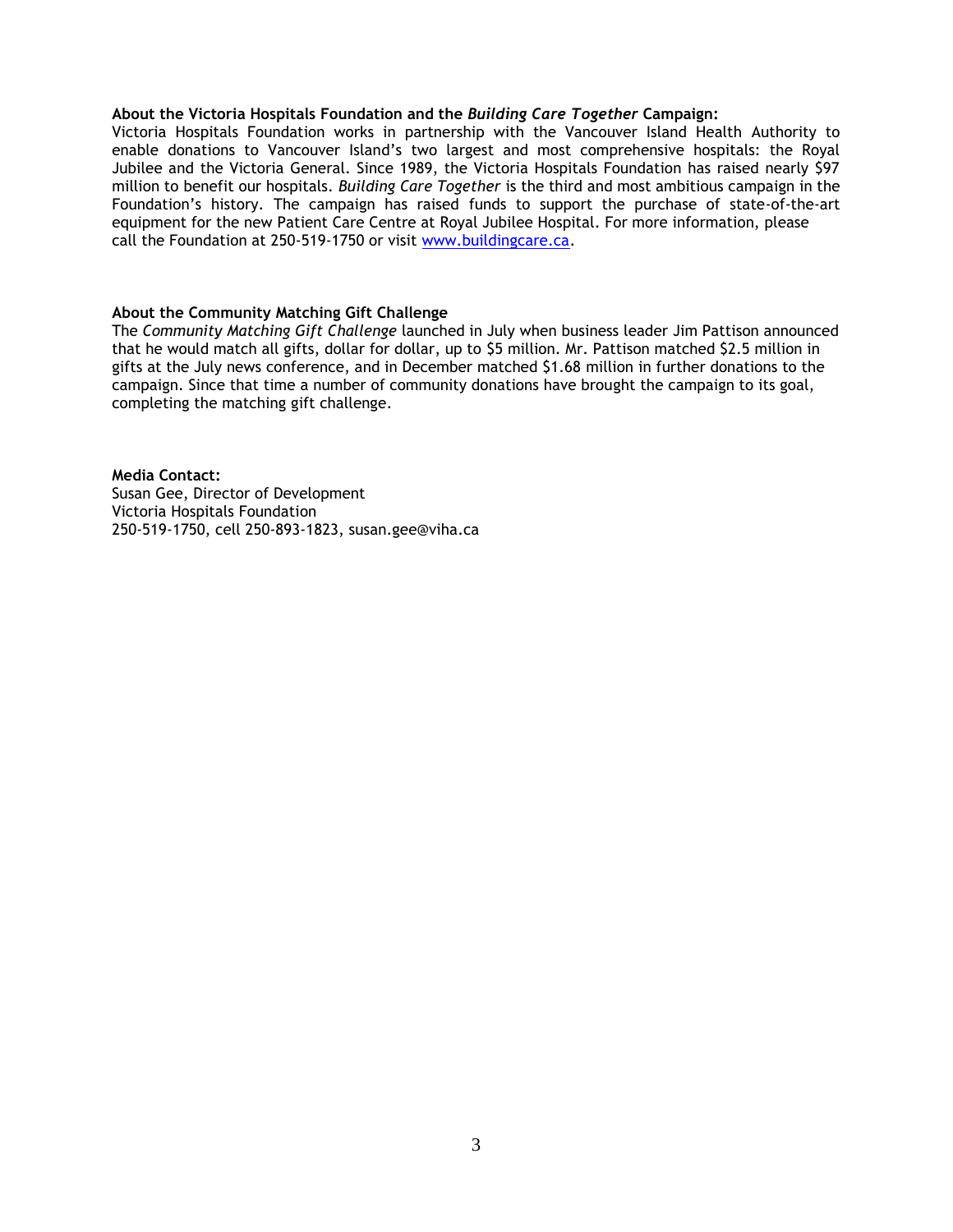**About the Victoria Hospitals Foundation and the *Building Care Together* Campaign:**
Victoria Hospitals Foundation works in partnership with the Vancouver Island Health Authority to enable donations to Vancouver Island's two largest and most comprehensive hospitals: the Royal Jubilee and the Victoria General. Since 1989, the Victoria Hospitals Foundation has raised nearly $97 million to benefit our hospitals. *Building Care Together* is the third and most ambitious campaign in the Foundation's history. The campaign has raised funds to support the purchase of state-of-the-art equipment for the new Patient Care Centre at Royal Jubilee Hospital. For more information, please call the Foundation at 250-519-1750 or visit www.buildingcare.ca.

**About the Community Matching Gift Challenge**
The *Community Matching Gift Challenge* launched in July when business leader Jim Pattison announced that he would match all gifts, dollar for dollar, up to $5 million. Mr. Pattison matched $2.5 million in gifts at the July news conference, and in December matched $1.68 million in further donations to the campaign. Since that time a number of community donations have brought the campaign to its goal, completing the matching gift challenge.

**Media Contact:**
Susan Gee, Director of Development
Victoria Hospitals Foundation
250-519-1750, cell 250-893-1823, susan.gee@viha.ca